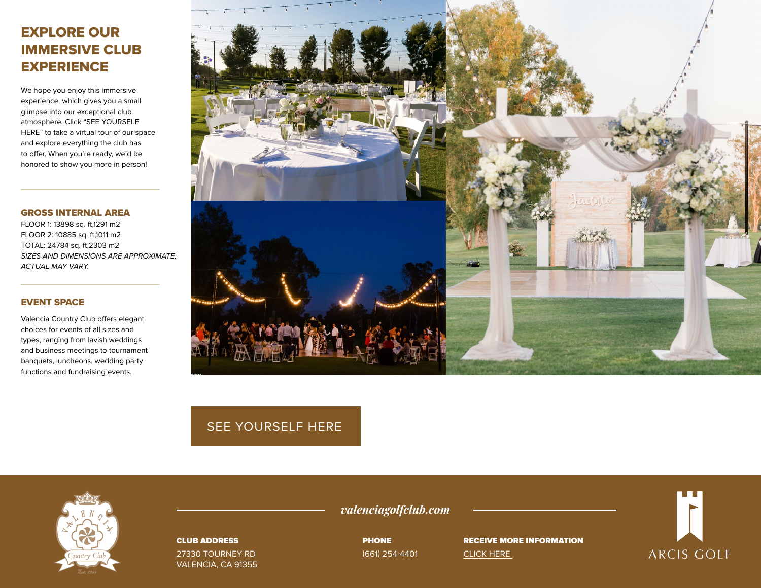# EXPLORE OUR IMMERSIVE CLUB EXPERIENCE

We hope you enjoy this immersive experience, which gives you a small glimpse into our exceptional club atmosphere. Click "SEE YOURSELF HERE" to take a virtual tour of our space and explore everything the club has to offer. When you're ready, we'd be honored to show you more in person!

## GROSS INTERNAL AREA

FLOOR 1: 13898 sq. ft,1291 m2
FLOOR 2: 10885 sq. ft,1011 m2
TOTAL: 24784 sq. ft,2303 m2
*SIZES AND DIMENSIONS ARE APPROXIMATE, ACTUAL MAY VARY.*

## EVENT SPACE

Valencia Country Club offers elegant choices for events of all sizes and types, ranging from lavish weddings and business meetings to tournament banquets, luncheons, wedding party functions and fundraising events.

SEE YOURSELF HERE

*valenciagolfclub.com*

**CLUB ADDRESS**
27330 TOURNEY RD
VALENCIA, CA 91355

**PHONE**
(661) 254-4401

**RECEIVE MORE INFORMATION**
CLICK HERE

ARCIS GOLF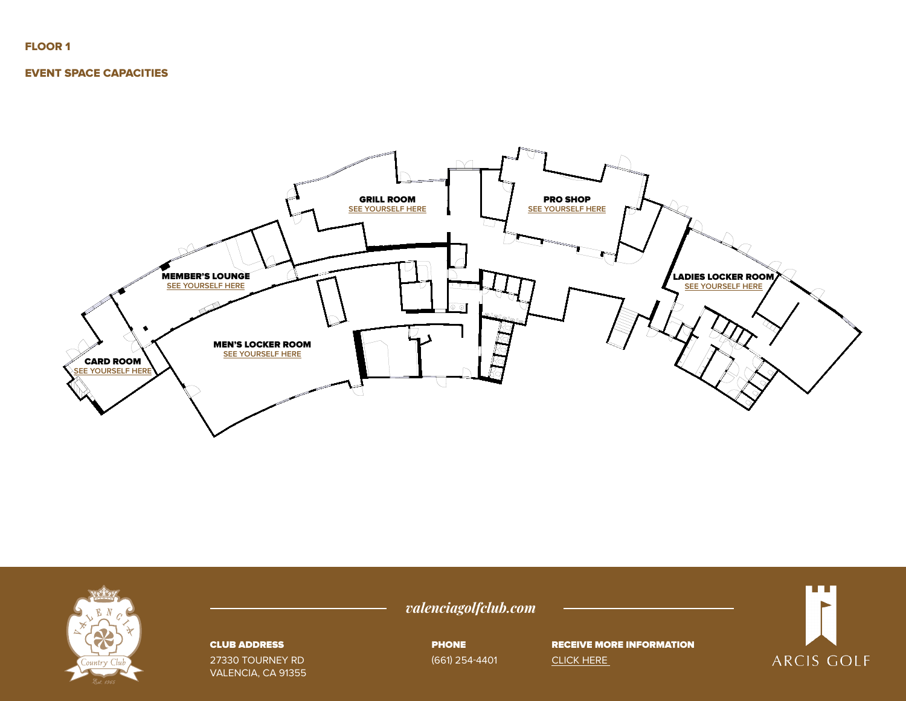**FLOOR 1**

**EVENT SPACE CAPACITIES**

**GRILL ROOM**
SEE YOURSELF HERE

**PRO SHOP**
SEE YOURSELF HERE

**MEMBER'S LOUNGE**
SEE YOURSELF HERE

**LADIES LOCKER ROOM**
SEE YOURSELF HERE

**MEN'S LOCKER ROOM**
SEE YOURSELF HERE

**CARD ROOM**
SEE YOURSELF HERE

*valenciagolfclub.com*

**CLUB ADDRESS**
27330 TOURNEY RD
VALENCIA, CA 91355

**PHONE**
(661) 254-4401

**RECEIVE MORE INFORMATION**
CLICK HERE

ARCIS GOLF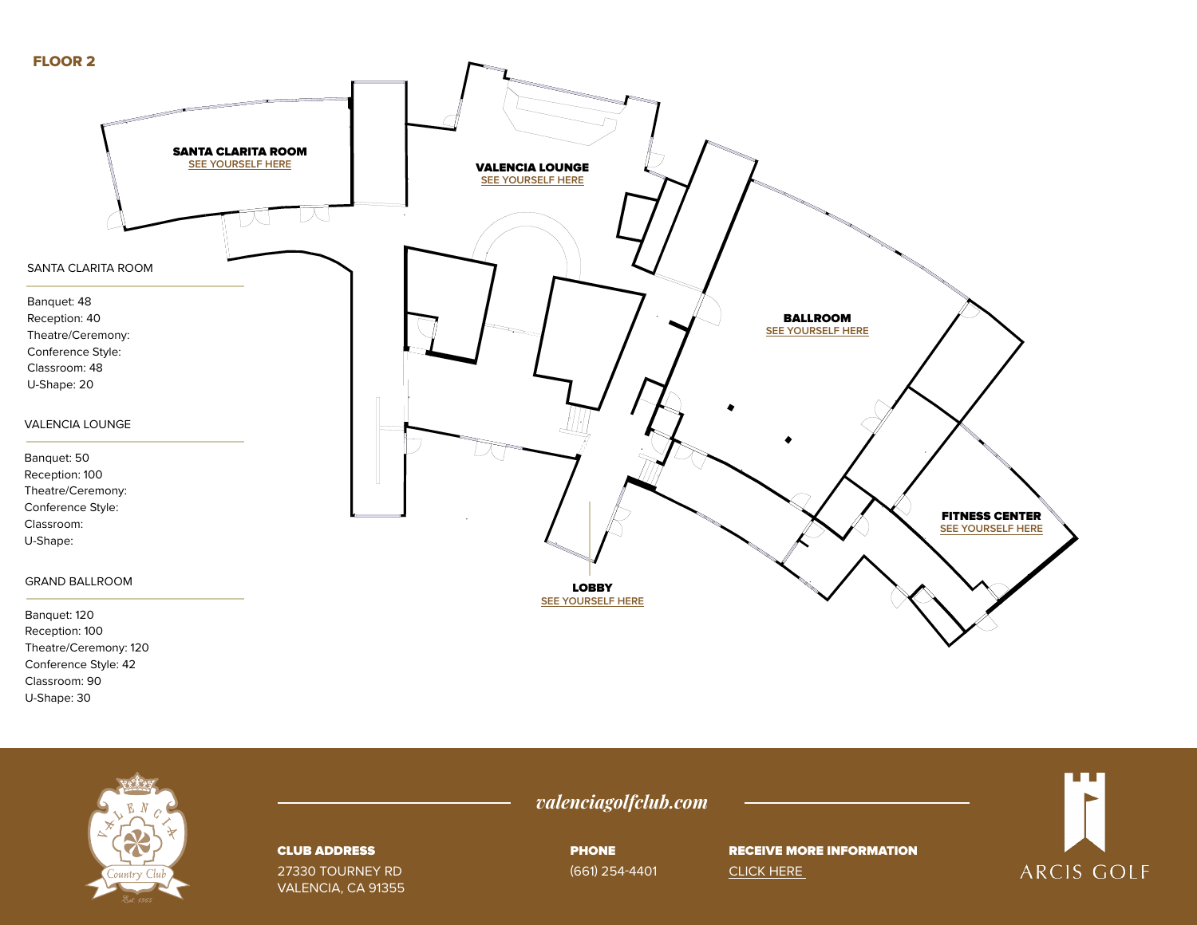## FLOOR 2

SANTA CLARITA ROOM
SEE YOURSELF HERE

VALENCIA LOUNGE
SEE YOURSELF HERE

BALLROOM
SEE YOURSELF HERE

FITNESS CENTER
SEE YOURSELF HERE

LOBBY
SEE YOURSELF HERE

### SANTA CLARITA ROOM

Banquet: 48
Reception: 40
Theatre/Ceremony:
Conference Style:
Classroom: 48
U-Shape: 20

### VALENCIA LOUNGE

Banquet: 50
Reception: 100
Theatre/Ceremony:
Conference Style:
Classroom:
U-Shape:

### GRAND BALLROOM

Banquet: 120
Reception: 100
Theatre/Ceremony: 120
Conference Style: 42
Classroom: 90
U-Shape: 30

*valenciagolfclub.com*

**CLUB ADDRESS**
27330 TOURNEY RD
VALENCIA, CA 91355

**PHONE**
(661) 254-4401

**RECEIVE MORE INFORMATION**
CLICK HERE

ARCIS GOLF